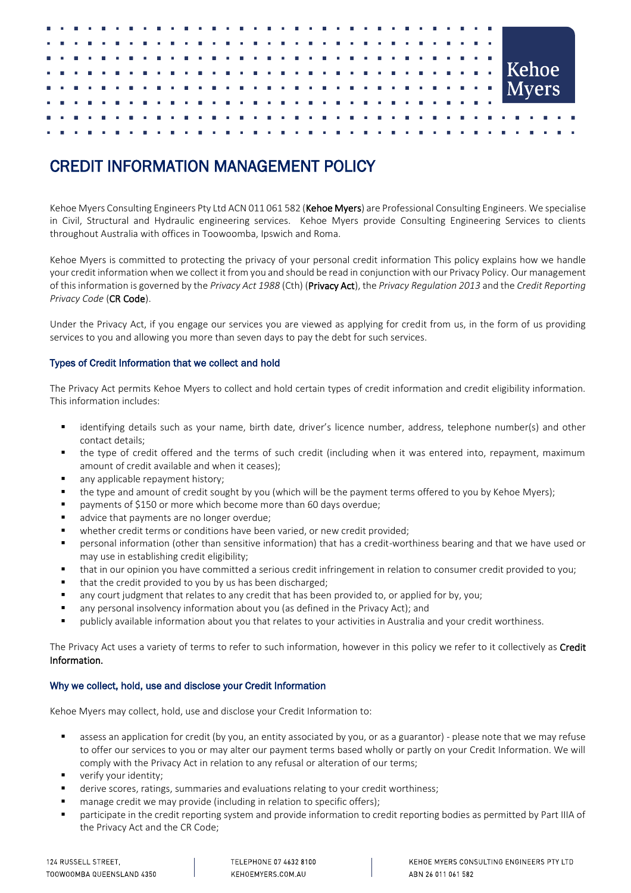# CREDIT INFORMATION MANAGEMENT POLICY

Kehoe Myers Consulting Engineers Pty Ltd ACN 011 061 582 (**Kehoe Myers**) are Professional Consulting Engineers. We specialise in Civil, Structural and Hydraulic engineering services. Kehoe Myers provide Consulting Engineering Services to clients throughout Australia with offices in Toowoomba, Ipswich and Roma.

Kehoe Myers is committed to protecting the privacy of your personal credit information This policy explains how we handle your credit information when we collect it from you and should be read in conjunction with our Privacy Policy. Our management of this information is governed by the *Privacy Act 1988* (Cth) (**Privacy Act**), the *Privacy Regulation 2013* and the *Credit Reporting Privacy Code* (**CR Code**).

Under the Privacy Act, if you engage our services you are viewed as applying for credit from us, in the form of us providing services to you and allowing you more than seven days to pay the debt for such services.

### Types of Credit Information that we collect and hold

The Privacy Act permits Kehoe Myers to collect and hold certain types of credit information and credit eligibility information. This information includes:

- identifying details such as your name, birth date, driver's licence number, address, telephone number(s) and other contact details;
- the type of credit offered and the terms of such credit (including when it was entered into, repayment, maximum amount of credit available and when it ceases);
- any applicable repayment history;
- the type and amount of credit sought by you (which will be the payment terms offered to you by Kehoe Myers);
- payments of $150 or more which become more than 60 days overdue;
- advice that payments are no longer overdue;
- whether credit terms or conditions have been varied, or new credit provided;
- personal information (other than sensitive information) that has a credit-worthiness bearing and that we have used or may use in establishing credit eligibility;
- that in our opinion you have committed a serious credit infringement in relation to consumer credit provided to you;
- that the credit provided to you by us has been discharged;
- any court judgment that relates to any credit that has been provided to, or applied for by, you;
- any personal insolvency information about you (as defined in the Privacy Act); and
- publicly available information about you that relates to your activities in Australia and your credit worthiness.

The Privacy Act uses a variety of terms to refer to such information, however in this policy we refer to it collectively as **Credit Information.**

### Why we collect, hold, use and disclose your Credit Information

Kehoe Myers may collect, hold, use and disclose your Credit Information to:

- assess an application for credit (by you, an entity associated by you, or as a guarantor) - please note that we may refuse to offer our services to you or may alter our payment terms based wholly or partly on your Credit Information. We will comply with the Privacy Act in relation to any refusal or alteration of our terms;
- verify your identity;
- derive scores, ratings, summaries and evaluations relating to your credit worthiness;
- manage credit we may provide (including in relation to specific offers);
- participate in the credit reporting system and provide information to credit reporting bodies as permitted by Part IIIA of the Privacy Act and the CR Code;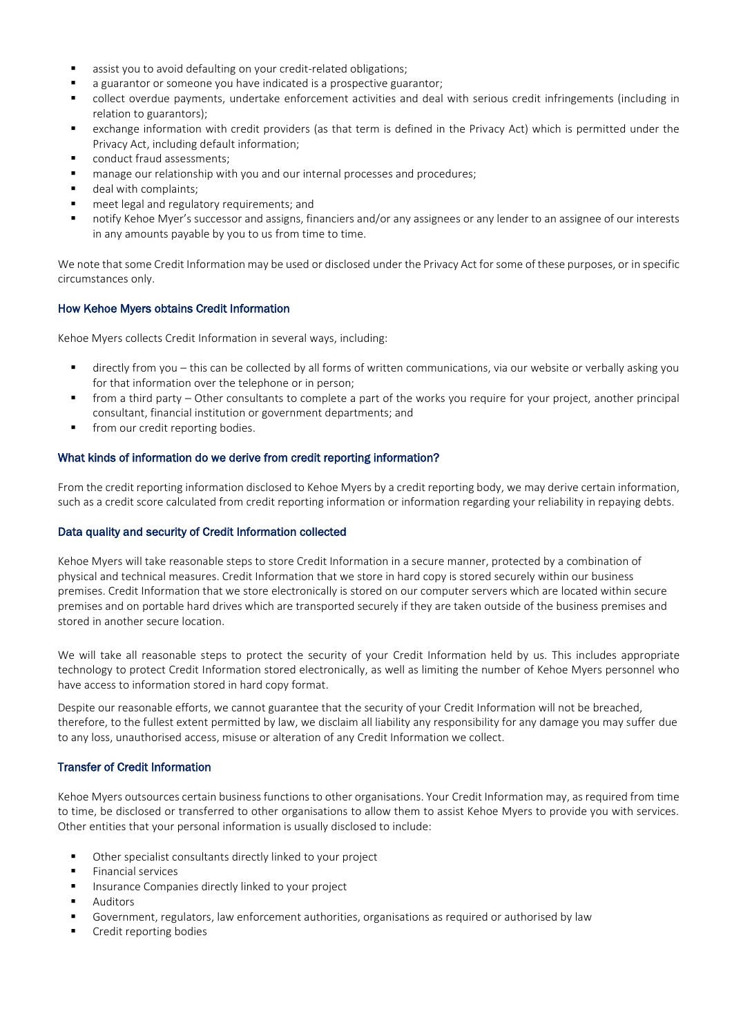- assist you to avoid defaulting on your credit-related obligations;
- a guarantor or someone you have indicated is a prospective guarantor;
- collect overdue payments, undertake enforcement activities and deal with serious credit infringements (including in relation to guarantors);
- exchange information with credit providers (as that term is defined in the Privacy Act) which is permitted under the Privacy Act, including default information;
- conduct fraud assessments;
- manage our relationship with you and our internal processes and procedures;
- deal with complaints;
- meet legal and regulatory requirements; and
- notify Kehoe Myer's successor and assigns, financiers and/or any assignees or any lender to an assignee of our interests in any amounts payable by you to us from time to time.

We note that some Credit Information may be used or disclosed under the Privacy Act for some of these purposes, or in specific circumstances only.

### How Kehoe Myers obtains Credit Information

Kehoe Myers collects Credit Information in several ways, including:

- directly from you – this can be collected by all forms of written communications, via our website or verbally asking you for that information over the telephone or in person;
- from a third party – Other consultants to complete a part of the works you require for your project, another principal consultant, financial institution or government departments; and
- from our credit reporting bodies.

### What kinds of information do we derive from credit reporting information?

From the credit reporting information disclosed to Kehoe Myers by a credit reporting body, we may derive certain information, such as a credit score calculated from credit reporting information or information regarding your reliability in repaying debts.

### Data quality and security of Credit Information collected

Kehoe Myers will take reasonable steps to store Credit Information in a secure manner, protected by a combination of physical and technical measures. Credit Information that we store in hard copy is stored securely within our business premises. Credit Information that we store electronically is stored on our computer servers which are located within secure premises and on portable hard drives which are transported securely if they are taken outside of the business premises and stored in another secure location.

We will take all reasonable steps to protect the security of your Credit Information held by us. This includes appropriate technology to protect Credit Information stored electronically, as well as limiting the number of Kehoe Myers personnel who have access to information stored in hard copy format.

Despite our reasonable efforts, we cannot guarantee that the security of your Credit Information will not be breached, therefore, to the fullest extent permitted by law, we disclaim all liability any responsibility for any damage you may suffer due to any loss, unauthorised access, misuse or alteration of any Credit Information we collect.

### Transfer of Credit Information

Kehoe Myers outsources certain business functions to other organisations. Your Credit Information may, as required from time to time, be disclosed or transferred to other organisations to allow them to assist Kehoe Myers to provide you with services. Other entities that your personal information is usually disclosed to include:

- Other specialist consultants directly linked to your project
- Financial services
- Insurance Companies directly linked to your project
- Auditors
- Government, regulators, law enforcement authorities, organisations as required or authorised by law
- Credit reporting bodies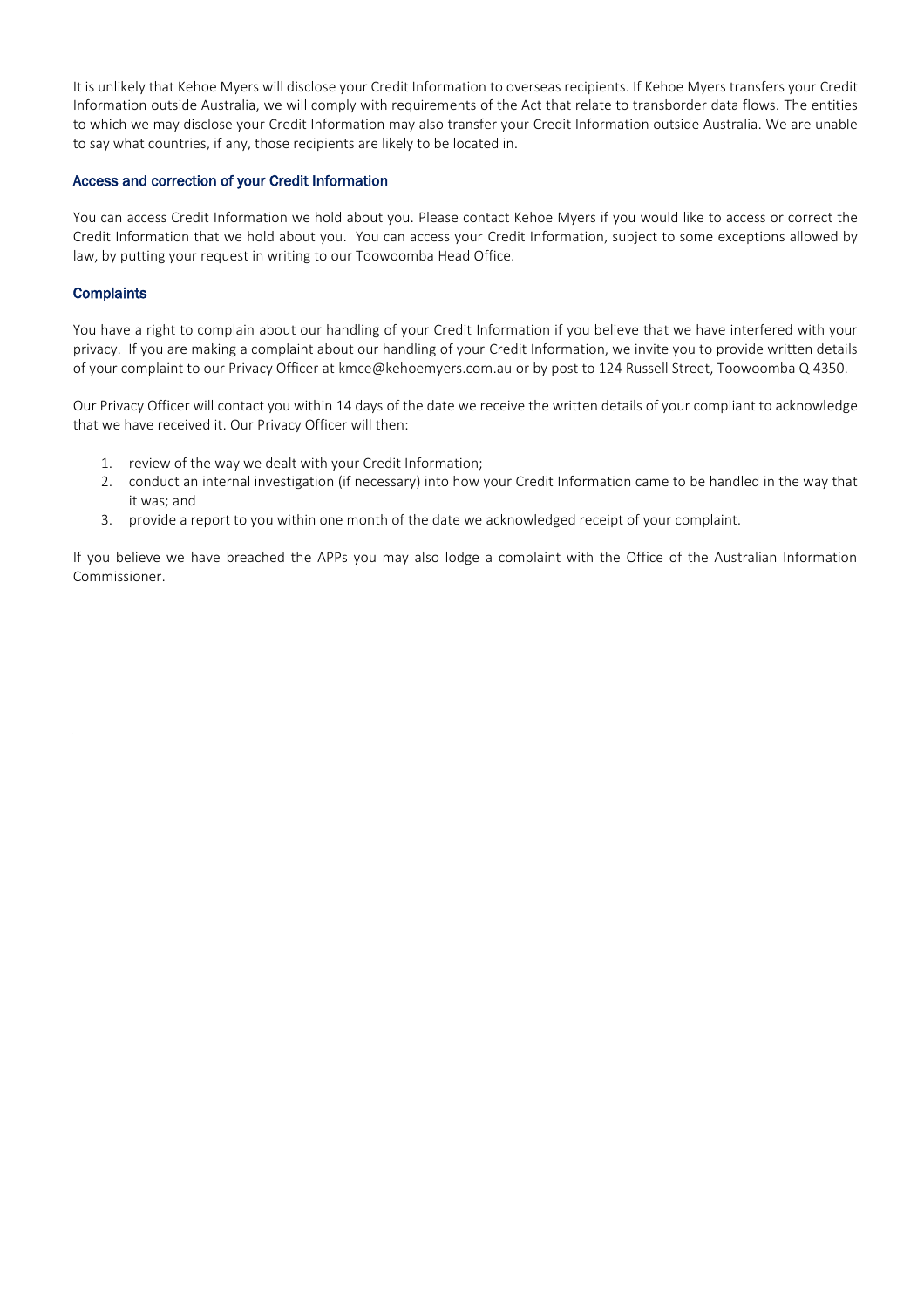It is unlikely that Kehoe Myers will disclose your Credit Information to overseas recipients. If Kehoe Myers transfers your Credit Information outside Australia, we will comply with requirements of the Act that relate to transborder data flows. The entities to which we may disclose your Credit Information may also transfer your Credit Information outside Australia. We are unable to say what countries, if any, those recipients are likely to be located in.

### Access and correction of your Credit Information

You can access Credit Information we hold about you. Please contact Kehoe Myers if you would like to access or correct the Credit Information that we hold about you. You can access your Credit Information, subject to some exceptions allowed by law, by putting your request in writing to our Toowoomba Head Office.

### Complaints

You have a right to complain about our handling of your Credit Information if you believe that we have interfered with your privacy. If you are making a complaint about our handling of your Credit Information, we invite you to provide written details of your complaint to our Privacy Officer at kmce@kehoemyers.com.au or by post to 124 Russell Street, Toowoomba Q 4350.

Our Privacy Officer will contact you within 14 days of the date we receive the written details of your compliant to acknowledge that we have received it. Our Privacy Officer will then:

1. review of the way we dealt with your Credit Information;
2. conduct an internal investigation (if necessary) into how your Credit Information came to be handled in the way that it was; and
3. provide a report to you within one month of the date we acknowledged receipt of your complaint.

If you believe we have breached the APPs you may also lodge a complaint with the Office of the Australian Information Commissioner.